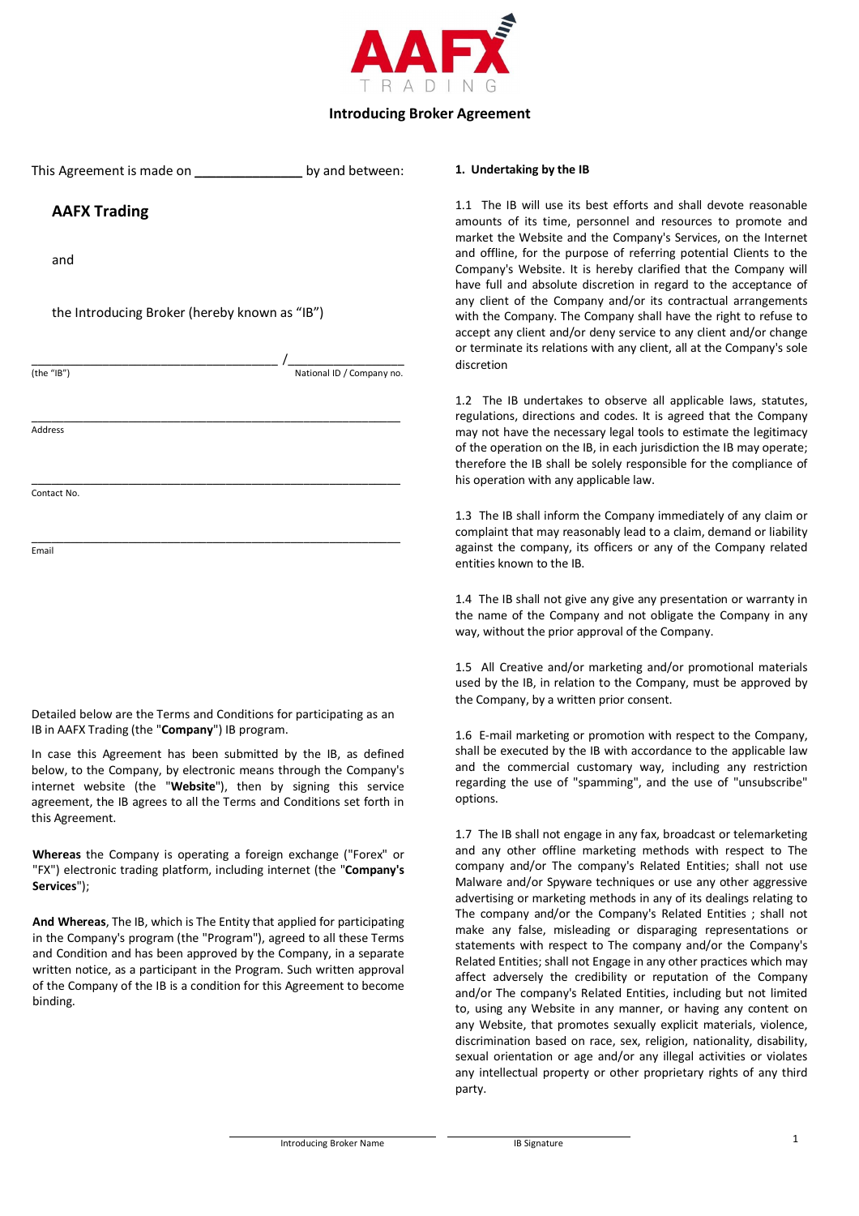# Introducing Broker Agreement

This Agreement is made on _______________ by and between:

**AAFX Trading**

and

the Introducing Broker (hereby known as “IB”)

_________________________________ / _________________

(the “IB”) National ID / Company no.

_____________________________________________________

Address

_____________________________________________________

Contact No.

_____________________________________________________

Email

Detailed below are the Terms and Conditions for participating as an IB in AAFX Trading (the "**Company**") IB program.

In case this Agreement has been submitted by the IB, as defined below, to the Company, by electronic means through the Company's internet website (the "**Website**"), then by signing this service agreement, the IB agrees to all the Terms and Conditions set forth in this Agreement.

**Whereas** the Company is operating a foreign exchange ("Forex" or "FX") electronic trading platform, including internet (the "**Company's Services**");

**And Whereas**, The IB, which is The Entity that applied for participating in the Company's program (the "Program"), agreed to all these Terms and Condition and has been approved by the Company, in a separate written notice, as a participant in the Program. Such written approval of the Company of the IB is a condition for this Agreement to become binding.

**1. Undertaking by the IB**

1.1 The IB will use its best efforts and shall devote reasonable amounts of its time, personnel and resources to promote and market the Website and the Company's Services, on the Internet and offline, for the purpose of referring potential Clients to the Company's Website. It is hereby clarified that the Company will have full and absolute discretion in regard to the acceptance of any client of the Company and/or its contractual arrangements with the Company. The Company shall have the right to refuse to accept any client and/or deny service to any client and/or change or terminate its relations with any client, all at the Company's sole discretion

1.2 The IB undertakes to observe all applicable laws, statutes, regulations, directions and codes. It is agreed that the Company may not have the necessary legal tools to estimate the legitimacy of the operation on the IB, in each jurisdiction the IB may operate; therefore the IB shall be solely responsible for the compliance of his operation with any applicable law.

1.3 The IB shall inform the Company immediately of any claim or complaint that may reasonably lead to a claim, demand or liability against the company, its officers or any of the Company related entities known to the IB.

1.4 The IB shall not give any give any presentation or warranty in the name of the Company and not obligate the Company in any way, without the prior approval of the Company.

1.5 All Creative and/or marketing and/or promotional materials used by the IB, in relation to the Company, must be approved by the Company, by a written prior consent.

1.6 E-mail marketing or promotion with respect to the Company, shall be executed by the IB with accordance to the applicable law and the commercial customary way, including any restriction regarding the use of "spamming", and the use of "unsubscribe" options.

1.7 The IB shall not engage in any fax, broadcast or telemarketing and any other offline marketing methods with respect to The company and/or The company's Related Entities; shall not use Malware and/or Spyware techniques or use any other aggressive advertising or marketing methods in any of its dealings relating to The company and/or the Company's Related Entities ; shall not make any false, misleading or disparaging representations or statements with respect to The company and/or the Company's Related Entities; shall not Engage in any other practices which may affect adversely the credibility or reputation of the Company and/or The company's Related Entities, including but not limited to, using any Website in any manner, or having any content on any Website, that promotes sexually explicit materials, violence, discrimination based on race, sex, religion, nationality, disability, sexual orientation or age and/or any illegal activities or violates any intellectual property or other proprietary rights of any third party.

Introducing Broker Name IB Signature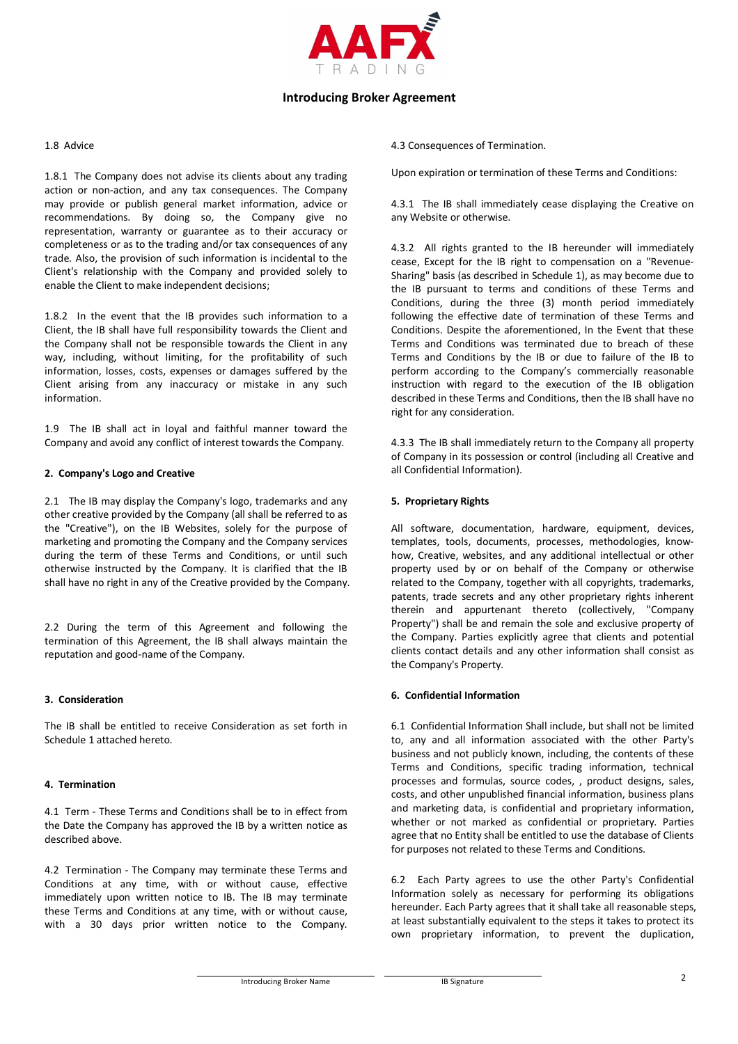1.8 Advice

1.8.1 The Company does not advise its clients about any trading action or non-action, and any tax consequences. The Company may provide or publish general market information, advice or recommendations. By doing so, the Company give no representation, warranty or guarantee as to their accuracy or completeness or as to the trading and/or tax consequences of any trade. Also, the provision of such information is incidental to the Client's relationship with the Company and provided solely to enable the Client to make independent decisions;

1.8.2 In the event that the IB provides such information to a Client, the IB shall have full responsibility towards the Client and the Company shall not be responsible towards the Client in any way, including, without limiting, for the profitability of such information, losses, costs, expenses or damages suffered by the Client arising from any inaccuracy or mistake in any such information.

1.9 The IB shall act in loyal and faithful manner toward the Company and avoid any conflict of interest towards the Company.

**2. Company's Logo and Creative**

2.1 The IB may display the Company's logo, trademarks and any other creative provided by the Company (all shall be referred to as the "Creative"), on the IB Websites, solely for the purpose of marketing and promoting the Company and the Company services during the term of these Terms and Conditions, or until such otherwise instructed by the Company. It is clarified that the IB shall have no right in any of the Creative provided by the Company.

2.2 During the term of this Agreement and following the termination of this Agreement, the IB shall always maintain the reputation and good-name of the Company.

**3. Consideration**

The IB shall be entitled to receive Consideration as set forth in Schedule 1 attached hereto.

**4. Termination**

4.1 Term - These Terms and Conditions shall be to in effect from the Date the Company has approved the IB by a written notice as described above.

4.2 Termination - The Company may terminate these Terms and Conditions at any time, with or without cause, effective immediately upon written notice to IB. The IB may terminate these Terms and Conditions at any time, with or without cause, with a 30 days prior written notice to the Company.

4.3 Consequences of Termination.

Upon expiration or termination of these Terms and Conditions:

4.3.1 The IB shall immediately cease displaying the Creative on any Website or otherwise.

4.3.2 All rights granted to the IB hereunder will immediately cease, Except for the IB right to compensation on a "Revenue-Sharing" basis (as described in Schedule 1), as may become due to the IB pursuant to terms and conditions of these Terms and Conditions, during the three (3) month period immediately following the effective date of termination of these Terms and Conditions. Despite the aforementioned, In the Event that these Terms and Conditions was terminated due to breach of these Terms and Conditions by the IB or due to failure of the IB to perform according to the Company's commercially reasonable instruction with regard to the execution of the IB obligation described in these Terms and Conditions, then the IB shall have no right for any consideration.

4.3.3 The IB shall immediately return to the Company all property of Company in its possession or control (including all Creative and all Confidential Information).

**5. Proprietary Rights**

All software, documentation, hardware, equipment, devices, templates, tools, documents, processes, methodologies, know-how, Creative, websites, and any additional intellectual or other property used by or on behalf of the Company or otherwise related to the Company, together with all copyrights, trademarks, patents, trade secrets and any other proprietary rights inherent therein and appurtenant thereto (collectively, "Company Property") shall be and remain the sole and exclusive property of the Company. Parties explicitly agree that clients and potential clients contact details and any other information shall consist as the Company's Property.

**6. Confidential Information**

6.1 Confidential Information Shall include, but shall not be limited to, any and all information associated with the other Party's business and not publicly known, including, the contents of these Terms and Conditions, specific trading information, technical processes and formulas, source codes, , product designs, sales, costs, and other unpublished financial information, business plans and marketing data, is confidential and proprietary information, whether or not marked as confidential or proprietary. Parties agree that no Entity shall be entitled to use the database of Clients for purposes not related to these Terms and Conditions.

6.2 Each Party agrees to use the other Party's Confidential Information solely as necessary for performing its obligations hereunder. Each Party agrees that it shall take all reasonable steps, at least substantially equivalent to the steps it takes to protect its own proprietary information, to prevent the duplication,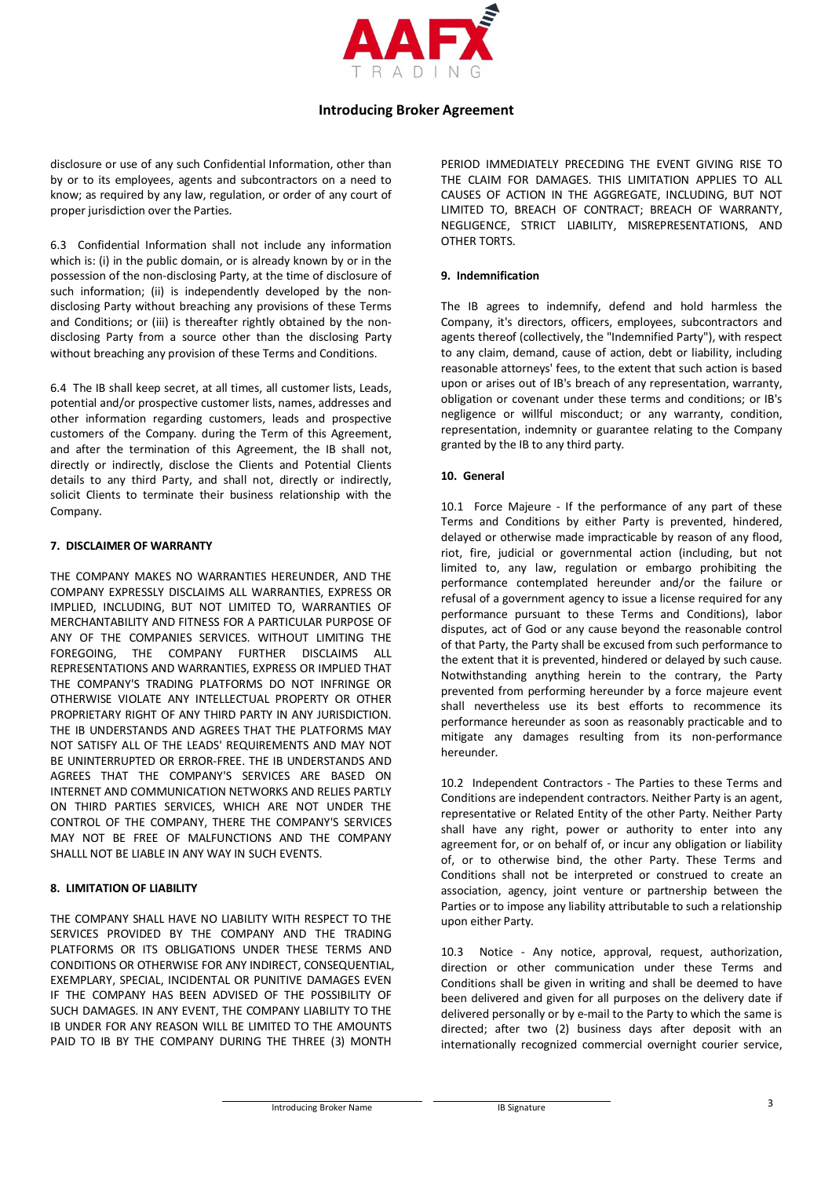disclosure or use of any such Confidential Information, other than by or to its employees, agents and subcontractors on a need to know; as required by any law, regulation, or order of any court of proper jurisdiction over the Parties.

6.3 Confidential Information shall not include any information which is: (i) in the public domain, or is already known by or in the possession of the non-disclosing Party, at the time of disclosure of such information; (ii) is independently developed by the non-disclosing Party without breaching any provisions of these Terms and Conditions; or (iii) is thereafter rightly obtained by the non-disclosing Party from a source other than the disclosing Party without breaching any provision of these Terms and Conditions.

6.4 The IB shall keep secret, at all times, all customer lists, Leads, potential and/or prospective customer lists, names, addresses and other information regarding customers, leads and prospective customers of the Company. during the Term of this Agreement, and after the termination of this Agreement, the IB shall not, directly or indirectly, disclose the Clients and Potential Clients details to any third Party, and shall not, directly or indirectly, solicit Clients to terminate their business relationship with the Company.

#### 7. DISCLAIMER OF WARRANTY

THE COMPANY MAKES NO WARRANTIES HEREUNDER, AND THE COMPANY EXPRESSLY DISCLAIMS ALL WARRANTIES, EXPRESS OR IMPLIED, INCLUDING, BUT NOT LIMITED TO, WARRANTIES OF MERCHANTABILITY AND FITNESS FOR A PARTICULAR PURPOSE OF ANY OF THE COMPANIES SERVICES. WITHOUT LIMITING THE FOREGOING, THE COMPANY FURTHER DISCLAIMS ALL REPRESENTATIONS AND WARRANTIES, EXPRESS OR IMPLIED THAT THE COMPANY'S TRADING PLATFORMS DO NOT INFRINGE OR OTHERWISE VIOLATE ANY INTELLECTUAL PROPERTY OR OTHER PROPRIETARY RIGHT OF ANY THIRD PARTY IN ANY JURISDICTION. THE IB UNDERSTANDS AND AGREES THAT THE PLATFORMS MAY NOT SATISFY ALL OF THE LEADS' REQUIREMENTS AND MAY NOT BE UNINTERRUPTED OR ERROR-FREE. THE IB UNDERSTANDS AND AGREES THAT THE COMPANY'S SERVICES ARE BASED ON INTERNET AND COMMUNICATION NETWORKS AND RELIES PARTLY ON THIRD PARTIES SERVICES, WHICH ARE NOT UNDER THE CONTROL OF THE COMPANY, THERE THE COMPANY'S SERVICES MAY NOT BE FREE OF MALFUNCTIONS AND THE COMPANY SHALLL NOT BE LIABLE IN ANY WAY IN SUCH EVENTS.

#### 8. LIMITATION OF LIABILITY

THE COMPANY SHALL HAVE NO LIABILITY WITH RESPECT TO THE SERVICES PROVIDED BY THE COMPANY AND THE TRADING PLATFORMS OR ITS OBLIGATIONS UNDER THESE TERMS AND CONDITIONS OR OTHERWISE FOR ANY INDIRECT, CONSEQUENTIAL, EXEMPLARY, SPECIAL, INCIDENTAL OR PUNITIVE DAMAGES EVEN IF THE COMPANY HAS BEEN ADVISED OF THE POSSIBILITY OF SUCH DAMAGES. IN ANY EVENT, THE COMPANY LIABILITY TO THE IB UNDER FOR ANY REASON WILL BE LIMITED TO THE AMOUNTS PAID TO IB BY THE COMPANY DURING THE THREE (3) MONTH PERIOD IMMEDIATELY PRECEDING THE EVENT GIVING RISE TO THE CLAIM FOR DAMAGES. THIS LIMITATION APPLIES TO ALL CAUSES OF ACTION IN THE AGGREGATE, INCLUDING, BUT NOT LIMITED TO, BREACH OF CONTRACT; BREACH OF WARRANTY, NEGLIGENCE, STRICT LIABILITY, MISREPRESENTATIONS, AND OTHER TORTS.

#### 9. Indemnification

The IB agrees to indemnify, defend and hold harmless the Company, it's directors, officers, employees, subcontractors and agents thereof (collectively, the "Indemnified Party"), with respect to any claim, demand, cause of action, debt or liability, including reasonable attorneys' fees, to the extent that such action is based upon or arises out of IB's breach of any representation, warranty, obligation or covenant under these terms and conditions; or IB's negligence or willful misconduct; or any warranty, condition, representation, indemnity or guarantee relating to the Company granted by the IB to any third party.

#### 10. General

10.1 Force Majeure - If the performance of any part of these Terms and Conditions by either Party is prevented, hindered, delayed or otherwise made impracticable by reason of any flood, riot, fire, judicial or governmental action (including, but not limited to, any law, regulation or embargo prohibiting the performance contemplated hereunder and/or the failure or refusal of a government agency to issue a license required for any performance pursuant to these Terms and Conditions), labor disputes, act of God or any cause beyond the reasonable control of that Party, the Party shall be excused from such performance to the extent that it is prevented, hindered or delayed by such cause. Notwithstanding anything herein to the contrary, the Party prevented from performing hereunder by a force majeure event shall nevertheless use its best efforts to recommence its performance hereunder as soon as reasonably practicable and to mitigate any damages resulting from its non-performance hereunder.

10.2 Independent Contractors - The Parties to these Terms and Conditions are independent contractors. Neither Party is an agent, representative or Related Entity of the other Party. Neither Party shall have any right, power or authority to enter into any agreement for, or on behalf of, or incur any obligation or liability of, or to otherwise bind, the other Party. These Terms and Conditions shall not be interpreted or construed to create an association, agency, joint venture or partnership between the Parties or to impose any liability attributable to such a relationship upon either Party.

10.3 Notice - Any notice, approval, request, authorization, direction or other communication under these Terms and Conditions shall be given in writing and shall be deemed to have been delivered and given for all purposes on the delivery date if delivered personally or by e-mail to the Party to which the same is directed; after two (2) business days after deposit with an internationally recognized commercial overnight courier service,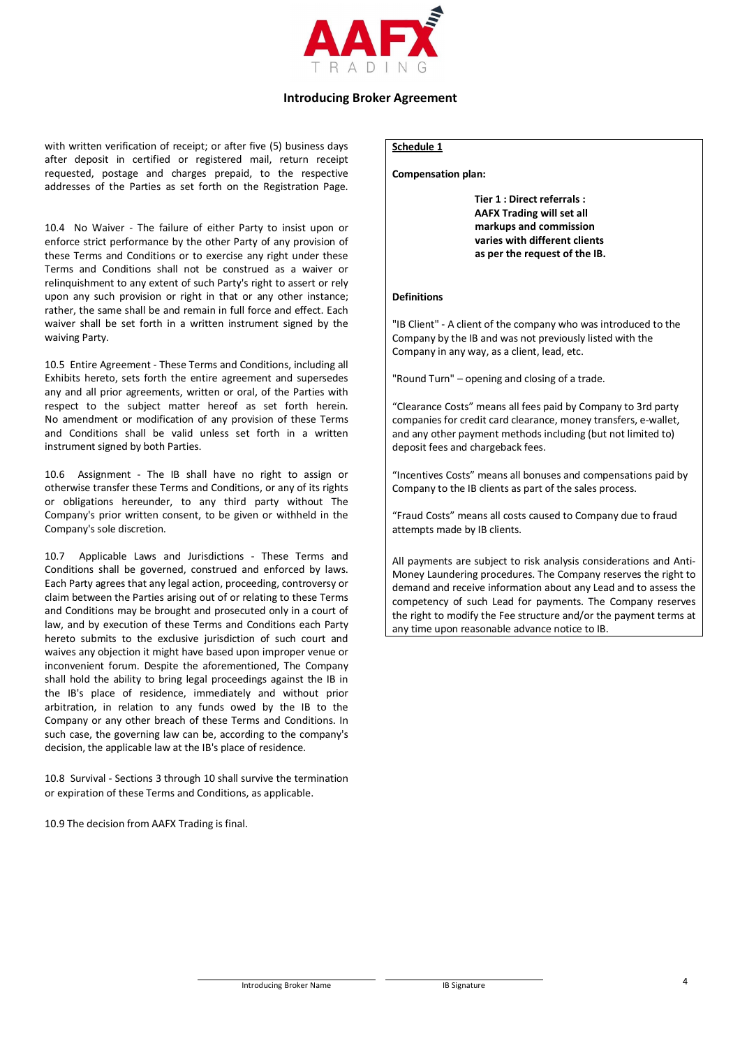with written verification of receipt; or after five (5) business days after deposit in certified or registered mail, return receipt requested, postage and charges prepaid, to the respective addresses of the Parties as set forth on the Registration Page.

10.4 No Waiver - The failure of either Party to insist upon or enforce strict performance by the other Party of any provision of these Terms and Conditions or to exercise any right under these Terms and Conditions shall not be construed as a waiver or relinquishment to any extent of such Party's right to assert or rely upon any such provision or right in that or any other instance; rather, the same shall be and remain in full force and effect. Each waiver shall be set forth in a written instrument signed by the waiving Party.

10.5 Entire Agreement - These Terms and Conditions, including all Exhibits hereto, sets forth the entire agreement and supersedes any and all prior agreements, written or oral, of the Parties with respect to the subject matter hereof as set forth herein. No amendment or modification of any provision of these Terms and Conditions shall be valid unless set forth in a written instrument signed by both Parties.

10.6 Assignment - The IB shall have no right to assign or otherwise transfer these Terms and Conditions, or any of its rights or obligations hereunder, to any third party without The Company's prior written consent, to be given or withheld in the Company's sole discretion.

10.7 Applicable Laws and Jurisdictions - These Terms and Conditions shall be governed, construed and enforced by laws. Each Party agrees that any legal action, proceeding, controversy or claim between the Parties arising out of or relating to these Terms and Conditions may be brought and prosecuted only in a court of law, and by execution of these Terms and Conditions each Party hereto submits to the exclusive jurisdiction of such court and waives any objection it might have based upon improper venue or inconvenient forum. Despite the aforementioned, The Company shall hold the ability to bring legal proceedings against the IB in the IB's place of residence, immediately and without prior arbitration, in relation to any funds owed by the IB to the Company or any other breach of these Terms and Conditions. In such case, the governing law can be, according to the company's decision, the applicable law at the IB's place of residence.

10.8 Survival - Sections 3 through 10 shall survive the termination or expiration of these Terms and Conditions, as applicable.

10.9 The decision from AAFX Trading is final.

**Schedule 1**

**Compensation plan:**

**Tier 1 : Direct referrals : AAFX Trading will set all markups and commission varies with different clients as per the request of the IB.**

**Definitions**

"IB Client" - A client of the company who was introduced to the Company by the IB and was not previously listed with the Company in any way, as a client, lead, etc.

"Round Turn" – opening and closing of a trade.

"Clearance Costs" means all fees paid by Company to 3rd party companies for credit card clearance, money transfers, e-wallet, and any other payment methods including (but not limited to) deposit fees and chargeback fees.

"Incentives Costs" means all bonuses and compensations paid by Company to the IB clients as part of the sales process.

"Fraud Costs" means all costs caused to Company due to fraud attempts made by IB clients.

All payments are subject to risk analysis considerations and Anti-Money Laundering procedures. The Company reserves the right to demand and receive information about any Lead and to assess the competency of such Lead for payments. The Company reserves the right to modify the Fee structure and/or the payment terms at any time upon reasonable advance notice to IB.

Introducing Broker Name

IB Signature